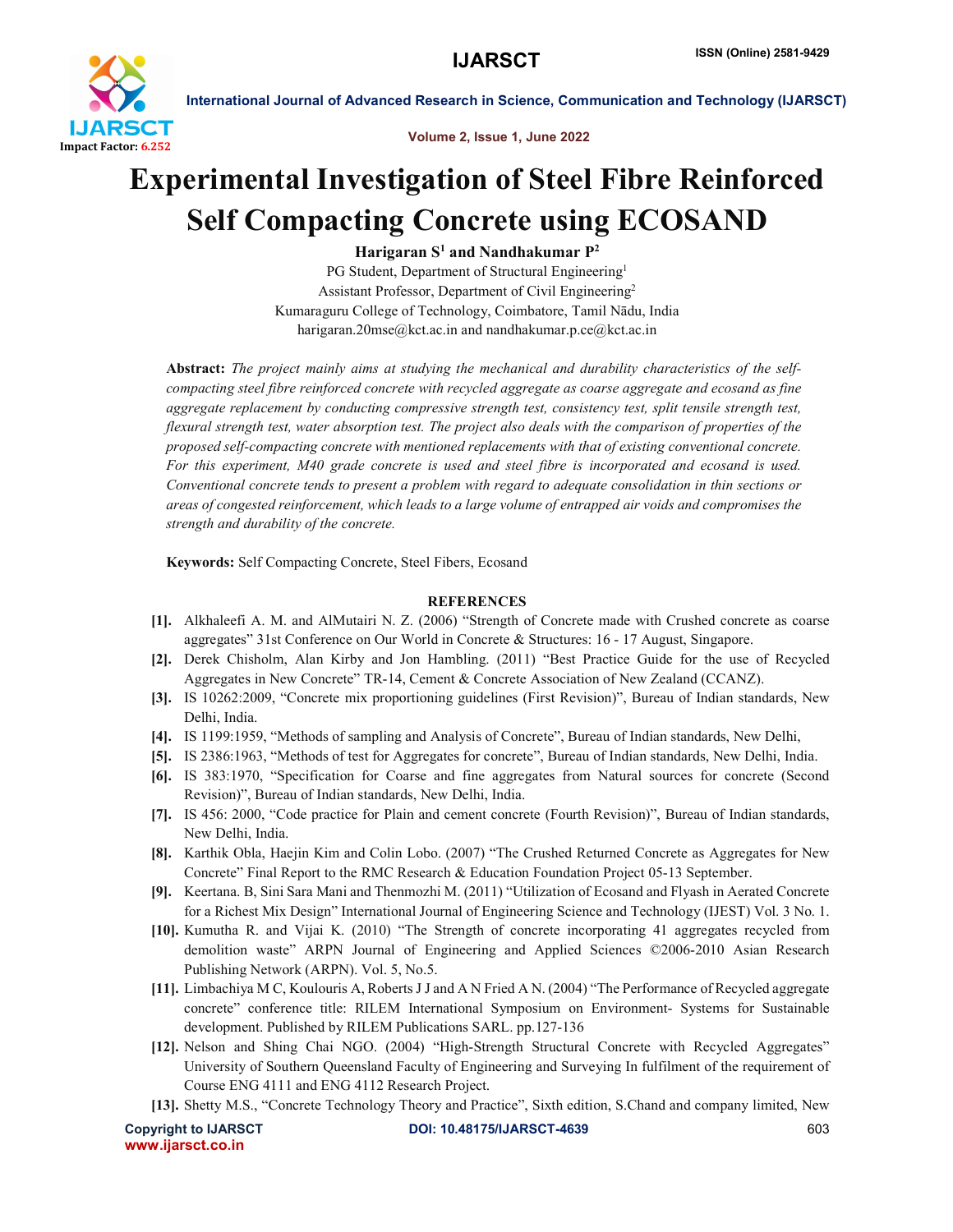# Experimental Investigation of Steel Fibre Reinforced Self Compacting Concrete using ECOSAND

**Harigaran S[1] and Nandhakumar P[2]**

PG Student, Department of Structural Engineering[1]
Assistant Professor, Department of Civil Engineering[2]
Kumaraguru College of Technology, Coimbatore, Tamil Nādu, India
harigaran.20mse@kct.ac.in and nandhakumar.p.ce@kct.ac.in

**Abstract:** *The project mainly aims at studying the mechanical and durability characteristics of the self-compacting steel fibre reinforced concrete with recycled aggregate as coarse aggregate and ecosand as fine aggregate replacement by conducting compressive strength test, consistency test, split tensile strength test, flexural strength test, water absorption test. The project also deals with the comparison of properties of the proposed self-compacting concrete with mentioned replacements with that of existing conventional concrete. For this experiment, M40 grade concrete is used and steel fibre is incorporated and ecosand is used. Conventional concrete tends to present a problem with regard to adequate consolidation in thin sections or areas of congested reinforcement, which leads to a large volume of entrapped air voids and compromises the strength and durability of the concrete.*

**Keywords:** Self Compacting Concrete, Steel Fibers, Ecosand

## REFERENCES

[1]. Alkhaleefi A. M. and AlMutairi N. Z. (2006) "Strength of Concrete made with Crushed concrete as coarse aggregates" 31st Conference on Our World in Concrete & Structures: 16 - 17 August, Singapore.

[2]. Derek Chisholm, Alan Kirby and Jon Hambling. (2011) "Best Practice Guide for the use of Recycled Aggregates in New Concrete" TR-14, Cement & Concrete Association of New Zealand (CCANZ).

[3]. IS 10262:2009, "Concrete mix proportioning guidelines (First Revision)", Bureau of Indian standards, New Delhi, India.

[4]. IS 1199:1959, "Methods of sampling and Analysis of Concrete", Bureau of Indian standards, New Delhi,

[5]. IS 2386:1963, "Methods of test for Aggregates for concrete", Bureau of Indian standards, New Delhi, India.

[6]. IS 383:1970, "Specification for Coarse and fine aggregates from Natural sources for concrete (Second Revision)", Bureau of Indian standards, New Delhi, India.

[7]. IS 456: 2000, "Code practice for Plain and cement concrete (Fourth Revision)", Bureau of Indian standards, New Delhi, India.

[8]. Karthik Obla, Haejin Kim and Colin Lobo. (2007) "The Crushed Returned Concrete as Aggregates for New Concrete" Final Report to the RMC Research & Education Foundation Project 05-13 September.

[9]. Keertana. B, Sini Sara Mani and Thenmozhi M. (2011) "Utilization of Ecosand and Flyash in Aerated Concrete for a Richest Mix Design" International Journal of Engineering Science and Technology (IJEST) Vol. 3 No. 1.

[10]. Kumutha R. and Vijai K. (2010) "The Strength of concrete incorporating 41 aggregates recycled from demolition waste" ARPN Journal of Engineering and Applied Sciences ©2006-2010 Asian Research Publishing Network (ARPN). Vol. 5, No.5.

[11]. Limbachiya M C, Koulouris A, Roberts J J and A N Fried A N. (2004) "The Performance of Recycled aggregate concrete" conference title: RILEM International Symposium on Environment- Systems for Sustainable development. Published by RILEM Publications SARL. pp.127-136

[12]. Nelson and Shing Chai NGO. (2004) "High-Strength Structural Concrete with Recycled Aggregates" University of Southern Queensland Faculty of Engineering and Surveying In fulfilment of the requirement of Course ENG 4111 and ENG 4112 Research Project.

[13]. Shetty M.S., "Concrete Technology Theory and Practice", Sixth edition, S.Chand and company limited, New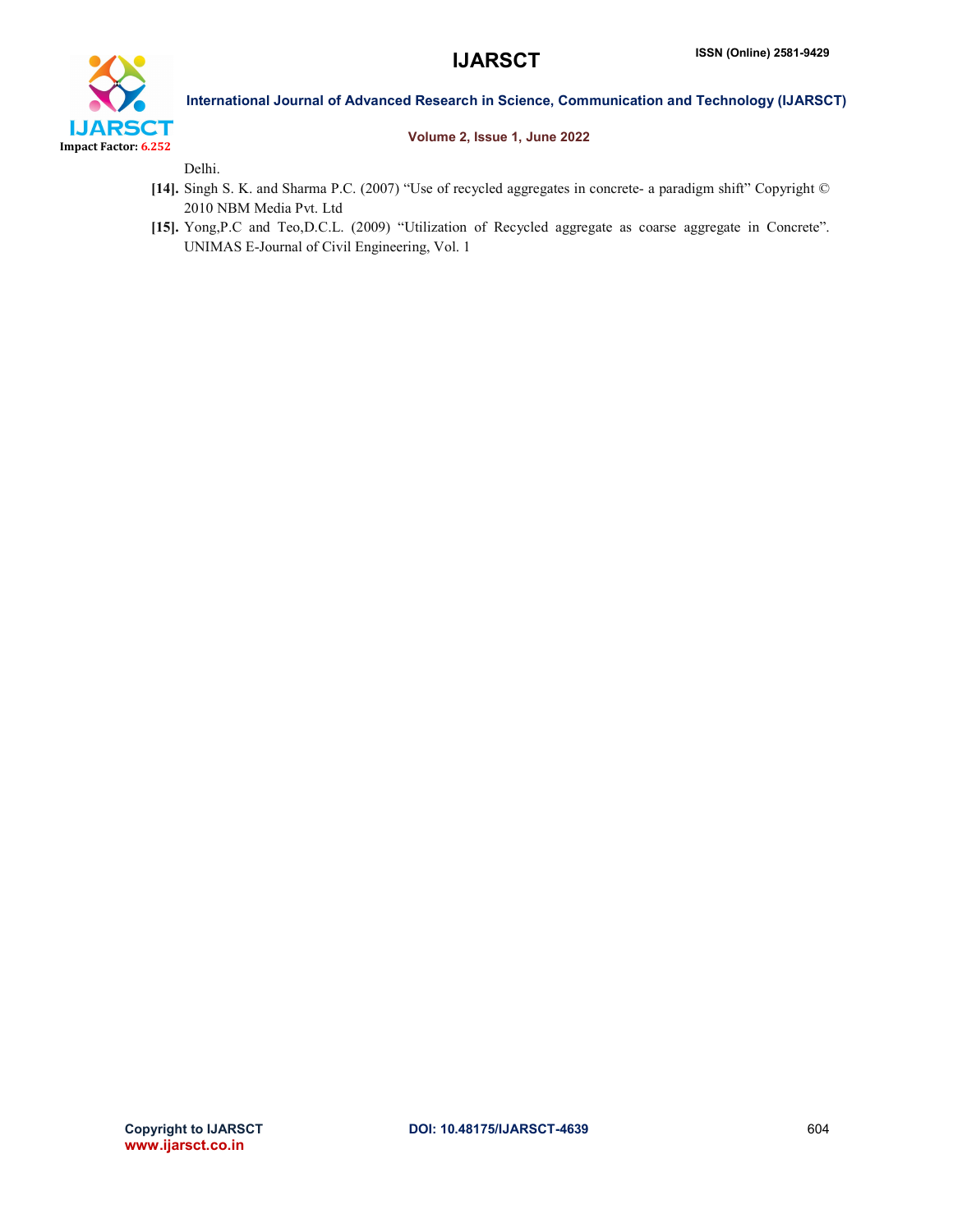Delhi.

**[14].** Singh S. K. and Sharma P.C. (2007) "Use of recycled aggregates in concrete- a paradigm shift" Copyright © 2010 NBM Media Pvt. Ltd

**[15].** Yong,P.C and Teo,D.C.L. (2009) "Utilization of Recycled aggregate as coarse aggregate in Concrete". UNIMAS E-Journal of Civil Engineering, Vol. 1